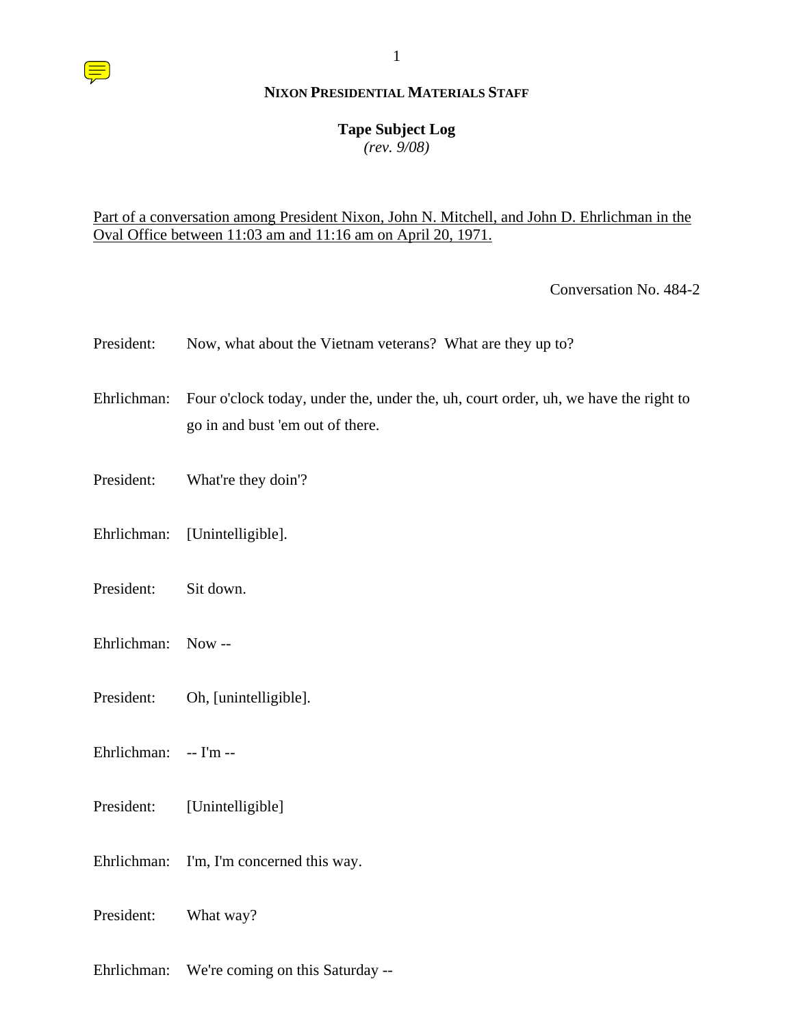**NIXON PRESIDENTIAL MATERIALS STAFF**

**Tape Subject Log**
*(rev. 9/08)*

Part of a conversation among President Nixon, John N. Mitchell, and John D. Ehrlichman in the Oval Office between 11:03 am and 11:16 am on April 20, 1971.

Conversation No. 484-2

President: Now, what about the Vietnam veterans? What are they up to?

Ehrlichman: Four o'clock today, under the, under the, uh, court order, uh, we have the right to go in and bust 'em out of there.

President: What're they doin'?

Ehrlichman: [Unintelligible].

President: Sit down.

Ehrlichman: Now --

President: Oh, [unintelligible].

Ehrlichman: -- I'm --

President: [Unintelligible]

Ehrlichman: I'm, I'm concerned this way.

President: What way?

Ehrlichman: We're coming on this Saturday --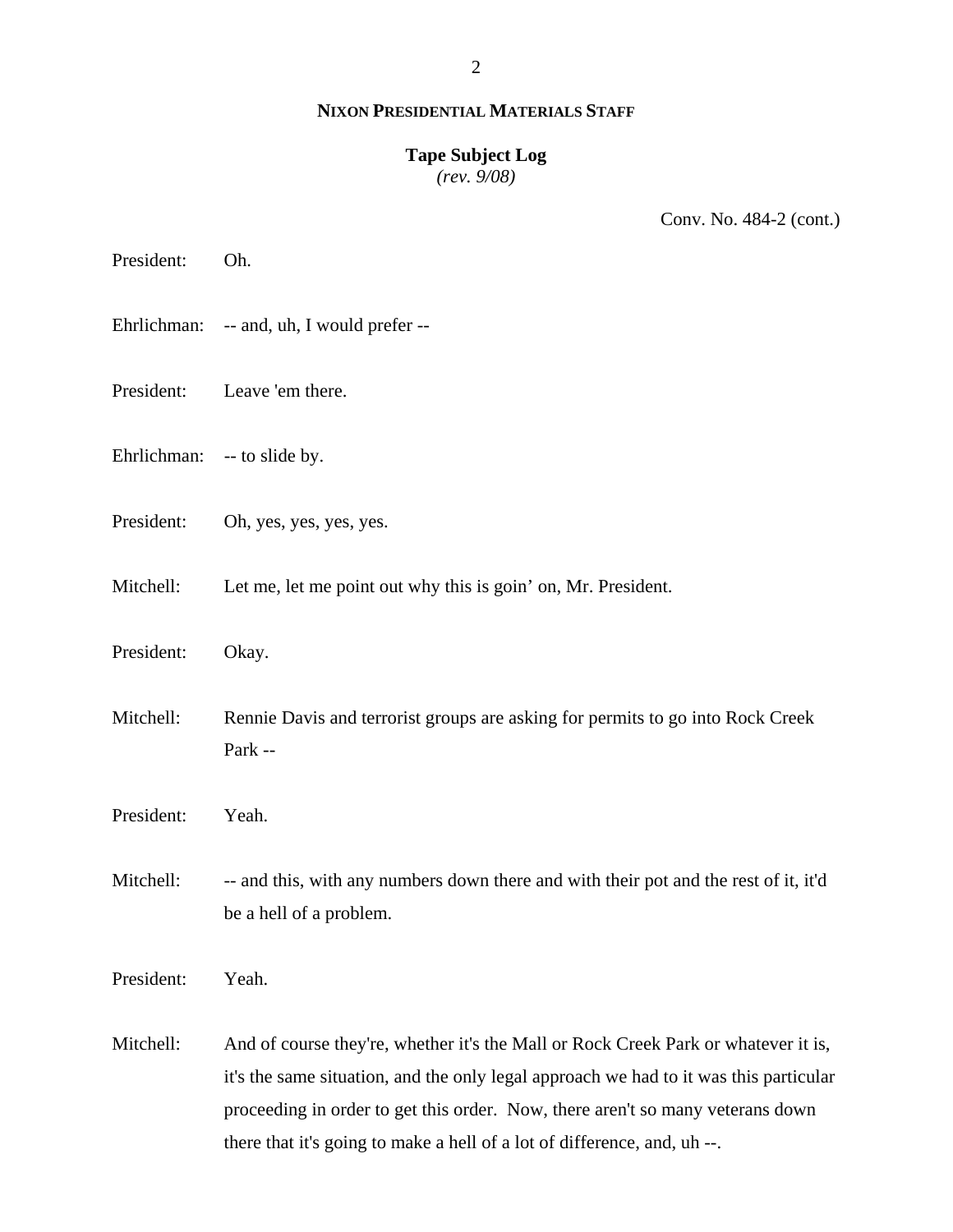**NIXON PRESIDENTIAL MATERIALS STAFF**

**Tape Subject Log**
*(rev. 9/08)*

Conv. No. 484-2 (cont.)

President: Oh.

Ehrlichman: -- and, uh, I would prefer --

President: Leave 'em there.

Ehrlichman: -- to slide by.

President: Oh, yes, yes, yes, yes.

Mitchell: Let me, let me point out why this is goin' on, Mr. President.

President: Okay.

Mitchell: Rennie Davis and terrorist groups are asking for permits to go into Rock Creek Park --

President: Yeah.

Mitchell: -- and this, with any numbers down there and with their pot and the rest of it, it'd be a hell of a problem.

President: Yeah.

Mitchell: And of course they're, whether it's the Mall or Rock Creek Park or whatever it is, it's the same situation, and the only legal approach we had to it was this particular proceeding in order to get this order. Now, there aren't so many veterans down there that it's going to make a hell of a lot of difference, and, uh --.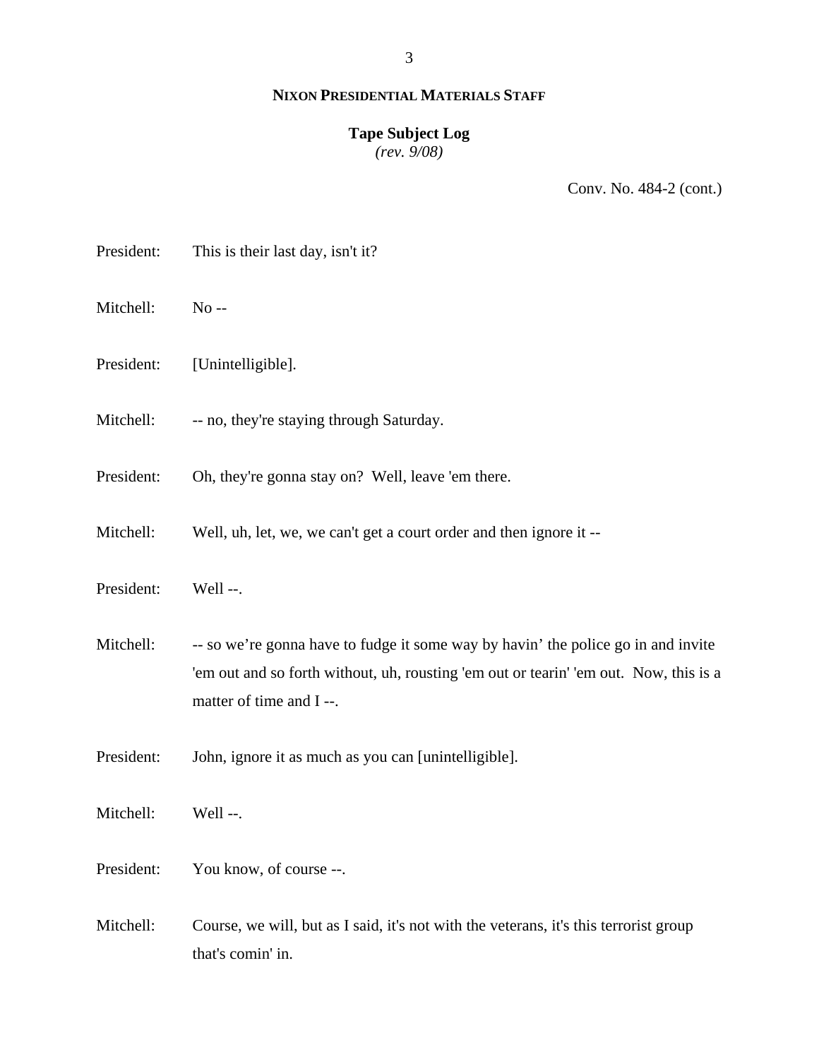**NIXON PRESIDENTIAL MATERIALS STAFF**

**Tape Subject Log**
*(rev. 9/08)*

Conv. No. 484-2 (cont.)

President: This is their last day, isn't it?

Mitchell: No --

President: [Unintelligible].

Mitchell: -- no, they're staying through Saturday.

President: Oh, they're gonna stay on? Well, leave 'em there.

Mitchell: Well, uh, let, we, we can't get a court order and then ignore it --

President: Well --.

Mitchell: -- so we're gonna have to fudge it some way by havin' the police go in and invite 'em out and so forth without, uh, rousting 'em out or tearin' 'em out. Now, this is a matter of time and I --.

President: John, ignore it as much as you can [unintelligible].

Mitchell: Well --.

President: You know, of course --.

Mitchell: Course, we will, but as I said, it's not with the veterans, it's this terrorist group that's comin' in.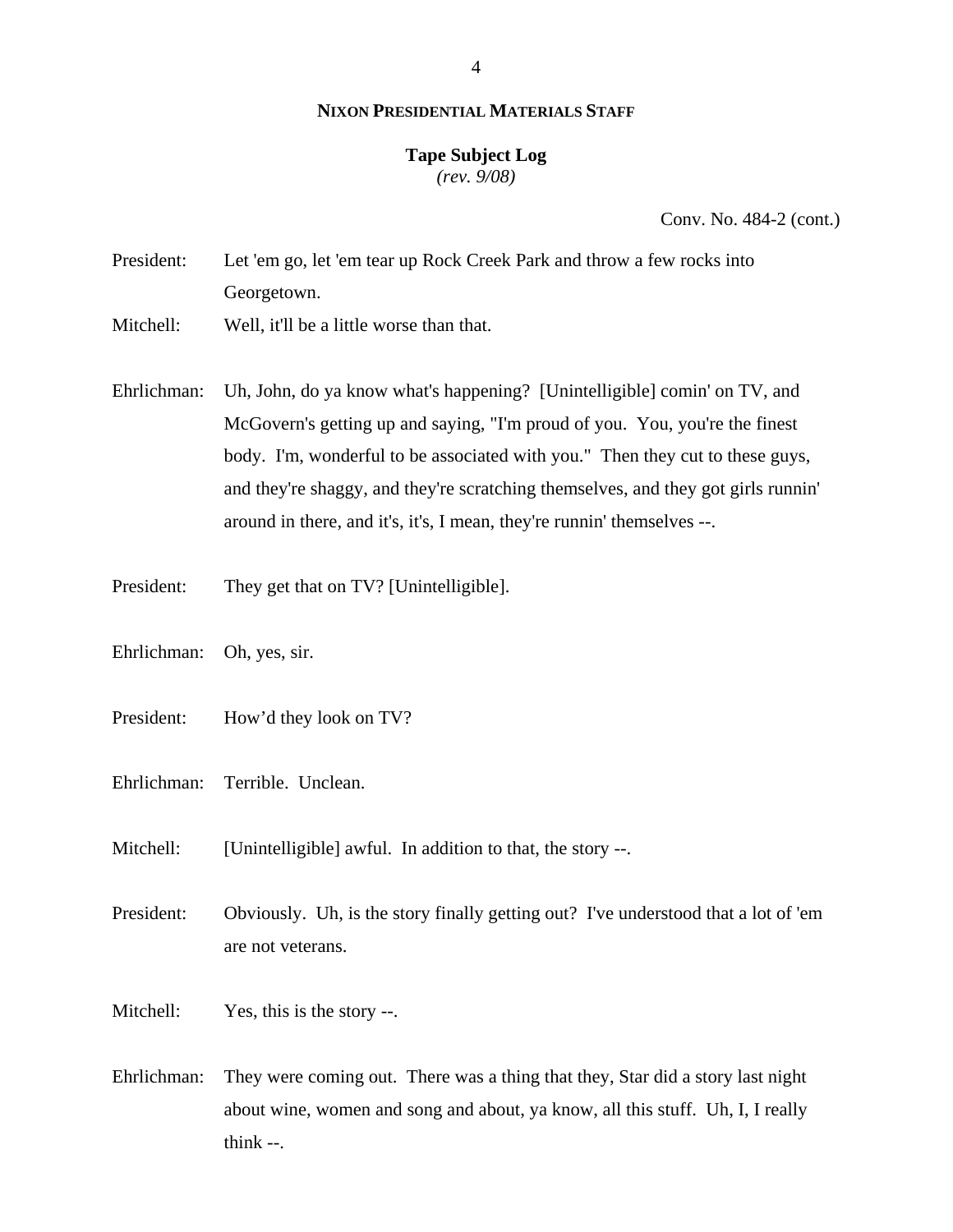**NIXON PRESIDENTIAL MATERIALS STAFF**

**Tape Subject Log**
*(rev. 9/08)*

Conv. No. 484-2 (cont.)

President: Let 'em go, let 'em tear up Rock Creek Park and throw a few rocks into Georgetown.

Mitchell: Well, it'll be a little worse than that.

Ehrlichman: Uh, John, do ya know what's happening? [Unintelligible] comin' on TV, and McGovern's getting up and saying, "I'm proud of you. You, you're the finest body. I'm, wonderful to be associated with you." Then they cut to these guys, and they're shaggy, and they're scratching themselves, and they got girls runnin' around in there, and it's, it's, I mean, they're runnin' themselves --.

President: They get that on TV? [Unintelligible].

Ehrlichman: Oh, yes, sir.

President: How'd they look on TV?

Ehrlichman: Terrible. Unclean.

Mitchell: [Unintelligible] awful. In addition to that, the story --.

President: Obviously. Uh, is the story finally getting out? I've understood that a lot of 'em are not veterans.

Mitchell: Yes, this is the story --.

Ehrlichman: They were coming out. There was a thing that they, Star did a story last night about wine, women and song and about, ya know, all this stuff. Uh, I, I really think --.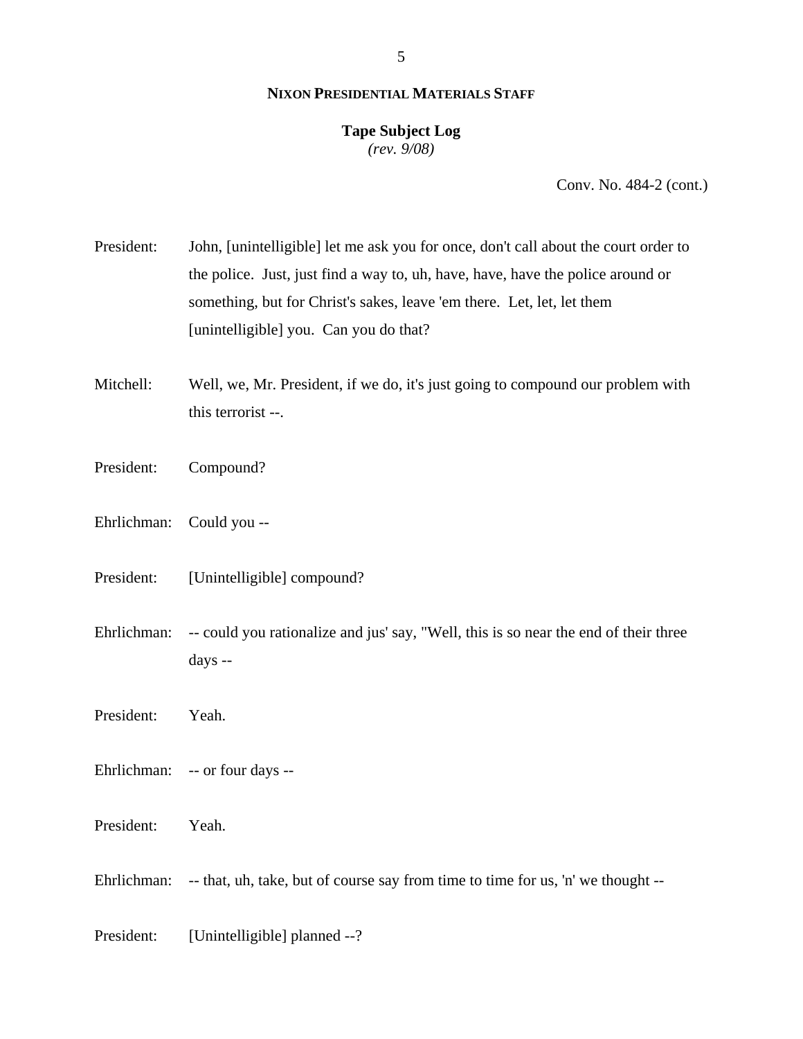**NIXON PRESIDENTIAL MATERIALS STAFF**

**Tape Subject Log**
*(rev. 9/08)*

Conv. No. 484-2 (cont.)

President: John, [unintelligible] let me ask you for once, don't call about the court order to the police. Just, just find a way to, uh, have, have, have the police around or something, but for Christ's sakes, leave 'em there. Let, let, let them [unintelligible] you. Can you do that?

Mitchell: Well, we, Mr. President, if we do, it's just going to compound our problem with this terrorist --.

President: Compound?

Ehrlichman: Could you --

President: [Unintelligible] compound?

Ehrlichman: -- could you rationalize and jus' say, "Well, this is so near the end of their three days --

President: Yeah.

Ehrlichman: -- or four days --

President: Yeah.

Ehrlichman: -- that, uh, take, but of course say from time to time for us, 'n' we thought --

President: [Unintelligible] planned --?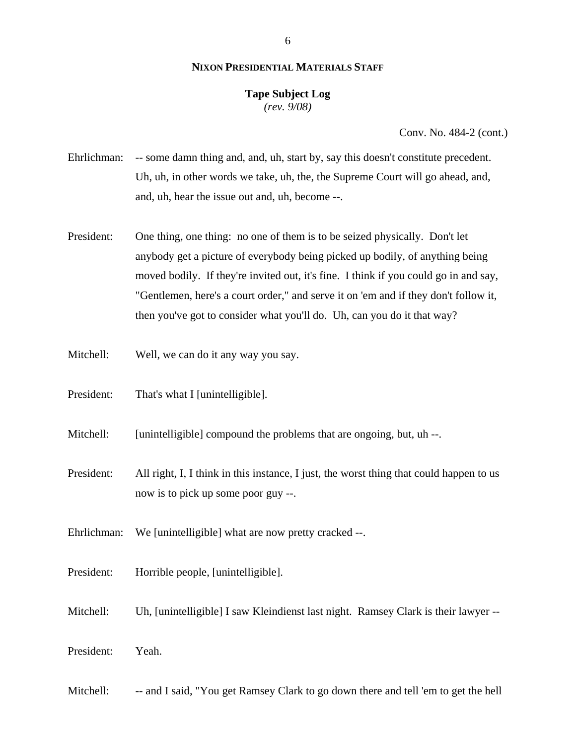**NIXON PRESIDENTIAL MATERIALS STAFF**

**Tape Subject Log**
*(rev. 9/08)*

Conv. No. 484-2 (cont.)

Ehrlichman: -- some damn thing and, and, uh, start by, say this doesn't constitute precedent. Uh, uh, in other words we take, uh, the, the Supreme Court will go ahead, and, and, uh, hear the issue out and, uh, become --.

President: One thing, one thing: no one of them is to be seized physically. Don't let anybody get a picture of everybody being picked up bodily, of anything being moved bodily. If they're invited out, it's fine. I think if you could go in and say, "Gentlemen, here's a court order," and serve it on 'em and if they don't follow it, then you've got to consider what you'll do. Uh, can you do it that way?

Mitchell: Well, we can do it any way you say.

President: That's what I [unintelligible].

Mitchell: [unintelligible] compound the problems that are ongoing, but, uh --.

President: All right, I, I think in this instance, I just, the worst thing that could happen to us now is to pick up some poor guy --.

Ehrlichman: We [unintelligible] what are now pretty cracked --.

President: Horrible people, [unintelligible].

Mitchell: Uh, [unintelligible] I saw Kleindienst last night. Ramsey Clark is their lawyer --

President: Yeah.

Mitchell: -- and I said, "You get Ramsey Clark to go down there and tell 'em to get the hell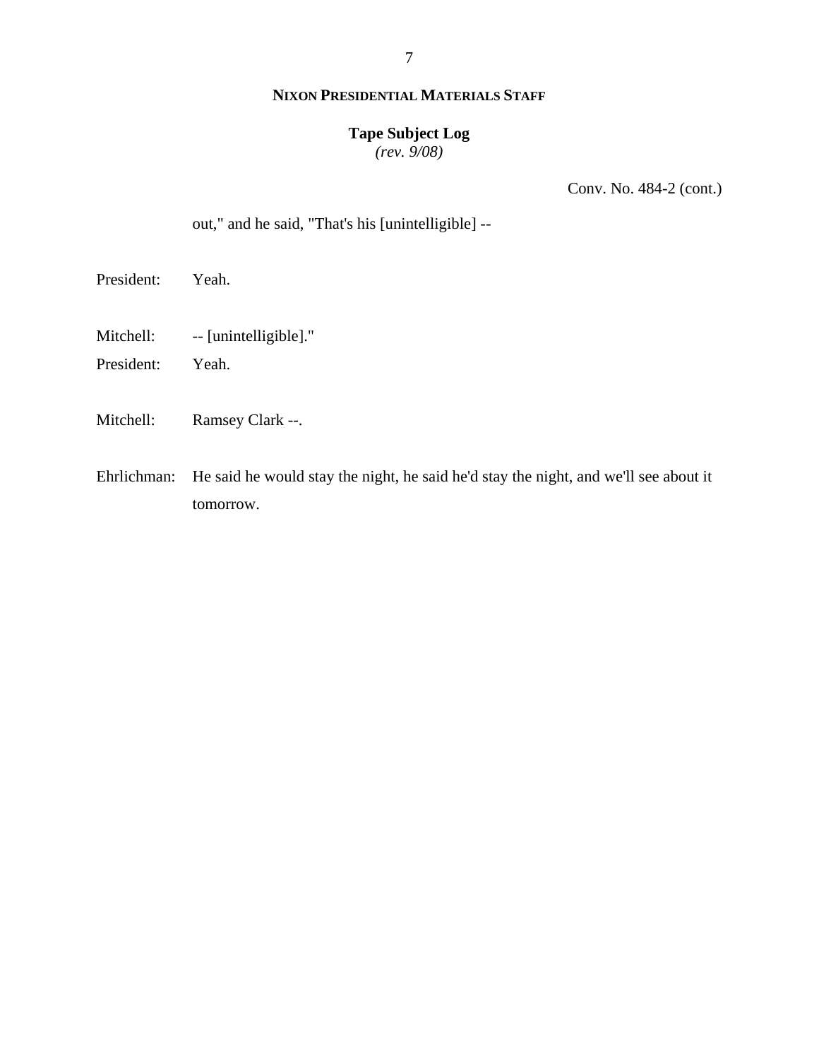Conv. No. 484-2 (cont.)

out," and he said, "That's his [unintelligible] --

President: Yeah.

Mitchell: -- [unintelligible]."

President: Yeah.

Mitchell: Ramsey Clark --.

Ehrlichman: He said he would stay the night, he said he'd stay the night, and we'll see about it tomorrow.